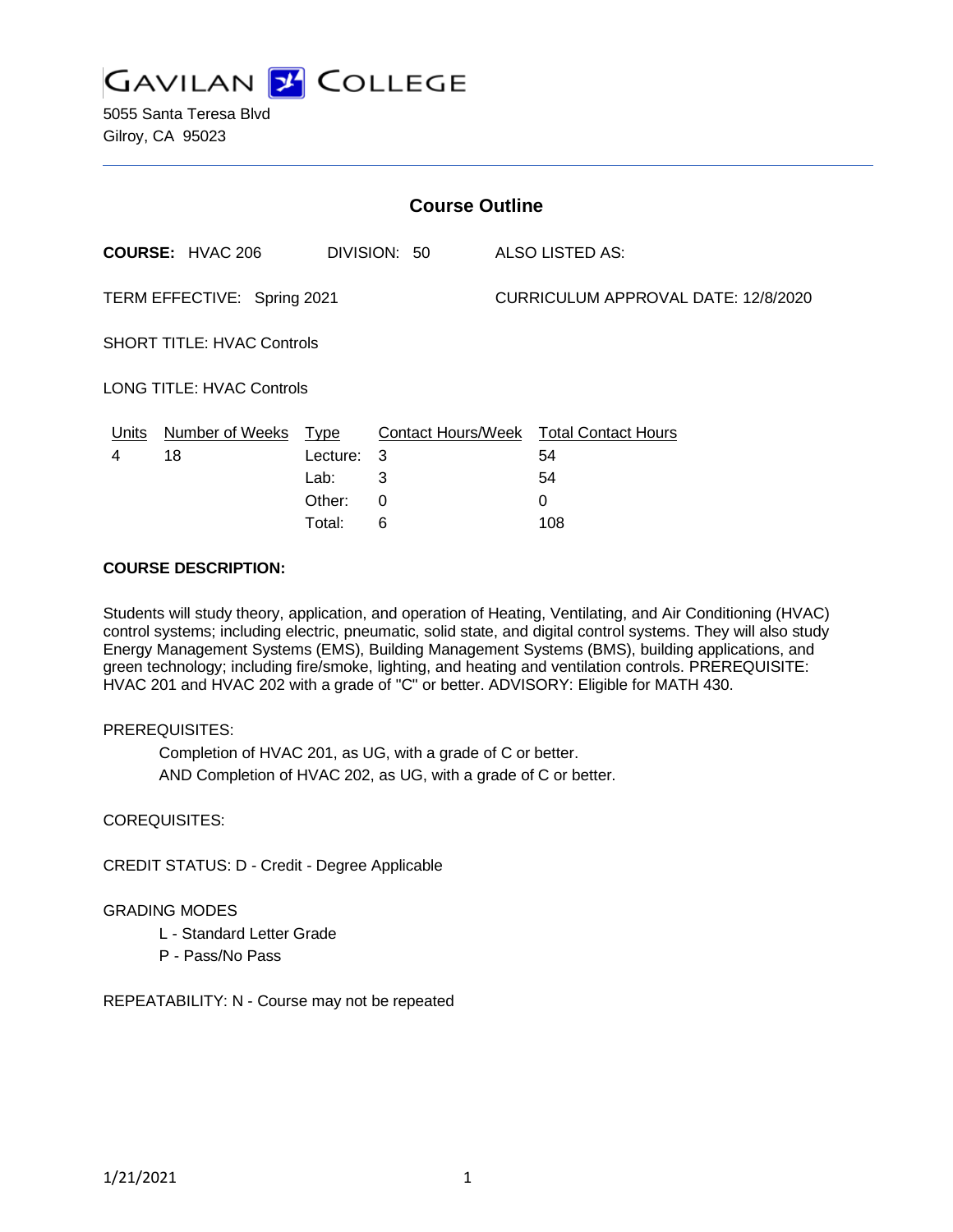# GAVILAN COLLEGE

5055 Santa Teresa Blvd
Gilroy, CA 95023

## Course Outline

**COURSE:** HVAC 206 DIVISION: 50 ALSO LISTED AS:

TERM EFFECTIVE: Spring 2021 CURRICULUM APPROVAL DATE: 12/8/2020

SHORT TITLE: HVAC Controls

LONG TITLE: HVAC Controls

| Units | Number of Weeks | Type | Contact Hours/Week | Total Contact Hours |
|---|---|---|---|---|
| 4 | 18 | Lecture: | 3 | 54 |
| | | Lab: | 3 | 54 |
| | | Other: | 0 | 0 |
| | | Total: | 6 | 108 |

**COURSE DESCRIPTION:**

Students will study theory, application, and operation of Heating, Ventilating, and Air Conditioning (HVAC) control systems; including electric, pneumatic, solid state, and digital control systems. They will also study Energy Management Systems (EMS), Building Management Systems (BMS), building applications, and green technology; including fire/smoke, lighting, and heating and ventilation controls. PREREQUISITE: HVAC 201 and HVAC 202 with a grade of "C" or better. ADVISORY: Eligible for MATH 430.

PREREQUISITES:

Completion of HVAC 201, as UG, with a grade of C or better.
AND Completion of HVAC 202, as UG, with a grade of C or better.

COREQUISITES:

CREDIT STATUS: D - Credit - Degree Applicable

GRADING MODES

L - Standard Letter Grade
P - Pass/No Pass

REPEATABILITY: N - Course may not be repeated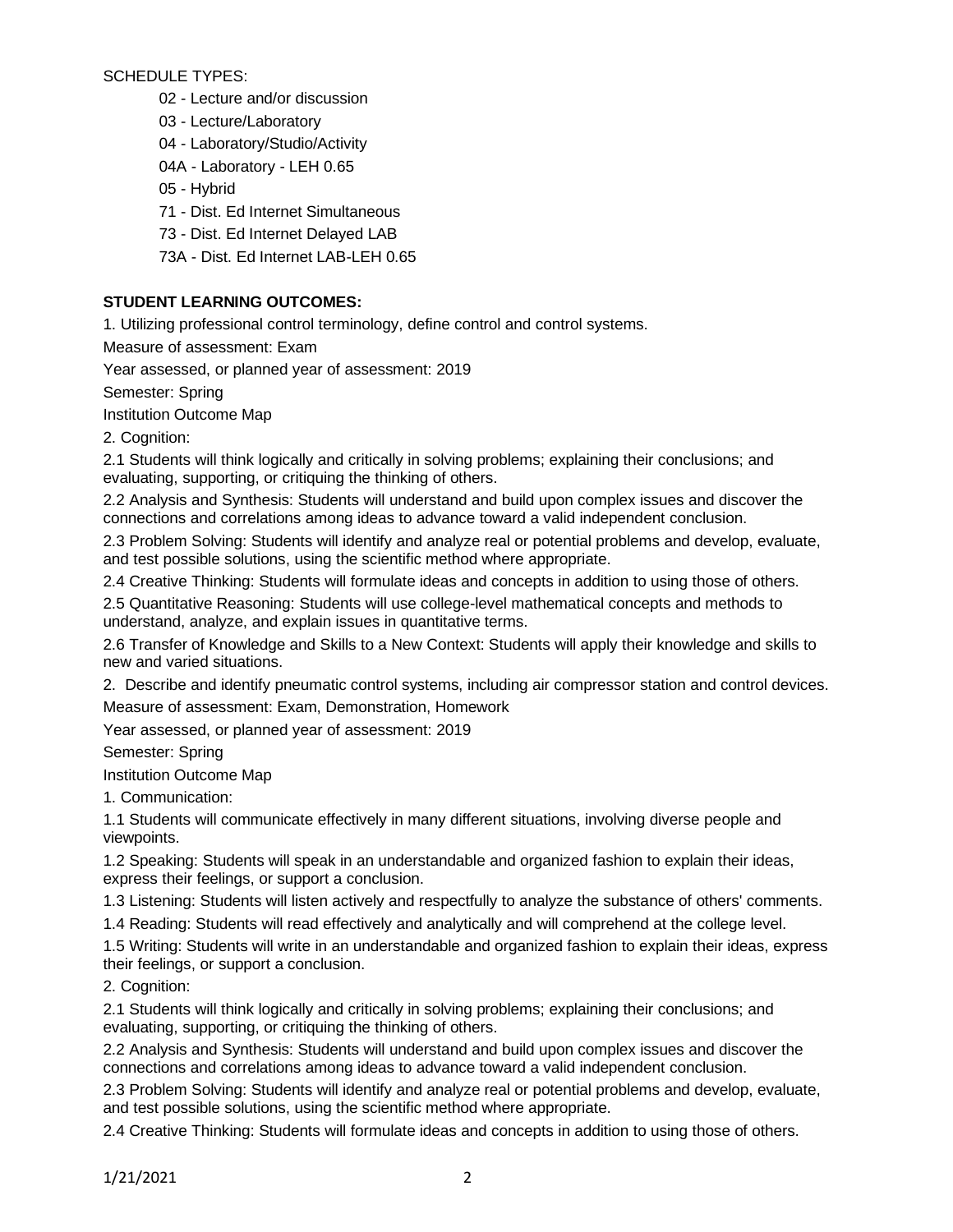SCHEDULE TYPES:

- 02 - Lecture and/or discussion
- 03 - Lecture/Laboratory
- 04 - Laboratory/Studio/Activity
- 04A - Laboratory - LEH 0.65
- 05 - Hybrid
- 71 - Dist. Ed Internet Simultaneous
- 73 - Dist. Ed Internet Delayed LAB
- 73A - Dist. Ed Internet LAB-LEH 0.65

**STUDENT LEARNING OUTCOMES:**

1. Utilizing professional control terminology, define control and control systems.

Measure of assessment: Exam

Year assessed, or planned year of assessment: 2019

Semester: Spring

Institution Outcome Map

2. Cognition:

2.1 Students will think logically and critically in solving problems; explaining their conclusions; and evaluating, supporting, or critiquing the thinking of others.

2.2 Analysis and Synthesis: Students will understand and build upon complex issues and discover the connections and correlations among ideas to advance toward a valid independent conclusion.

2.3 Problem Solving: Students will identify and analyze real or potential problems and develop, evaluate, and test possible solutions, using the scientific method where appropriate.

2.4 Creative Thinking: Students will formulate ideas and concepts in addition to using those of others.

2.5 Quantitative Reasoning: Students will use college-level mathematical concepts and methods to understand, analyze, and explain issues in quantitative terms.

2.6 Transfer of Knowledge and Skills to a New Context: Students will apply their knowledge and skills to new and varied situations.

2. Describe and identify pneumatic control systems, including air compressor station and control devices.

Measure of assessment: Exam, Demonstration, Homework

Year assessed, or planned year of assessment: 2019

Semester: Spring

Institution Outcome Map

1. Communication:

1.1 Students will communicate effectively in many different situations, involving diverse people and viewpoints.

1.2 Speaking: Students will speak in an understandable and organized fashion to explain their ideas, express their feelings, or support a conclusion.

1.3 Listening: Students will listen actively and respectfully to analyze the substance of others' comments.

1.4 Reading: Students will read effectively and analytically and will comprehend at the college level.

1.5 Writing: Students will write in an understandable and organized fashion to explain their ideas, express their feelings, or support a conclusion.

2. Cognition:

2.1 Students will think logically and critically in solving problems; explaining their conclusions; and evaluating, supporting, or critiquing the thinking of others.

2.2 Analysis and Synthesis: Students will understand and build upon complex issues and discover the connections and correlations among ideas to advance toward a valid independent conclusion.

2.3 Problem Solving: Students will identify and analyze real or potential problems and develop, evaluate, and test possible solutions, using the scientific method where appropriate.

2.4 Creative Thinking: Students will formulate ideas and concepts in addition to using those of others.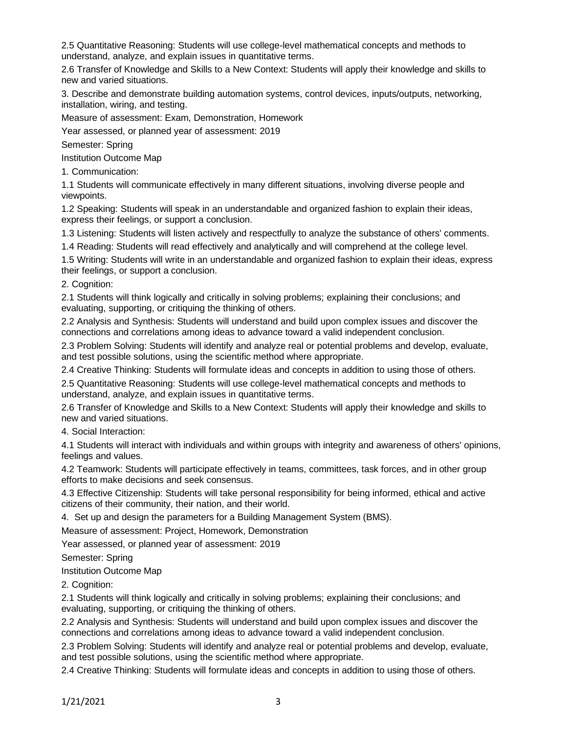2.5 Quantitative Reasoning: Students will use college-level mathematical concepts and methods to understand, analyze, and explain issues in quantitative terms.

2.6 Transfer of Knowledge and Skills to a New Context: Students will apply their knowledge and skills to new and varied situations.

3. Describe and demonstrate building automation systems, control devices, inputs/outputs, networking, installation, wiring, and testing.

Measure of assessment: Exam, Demonstration, Homework

Year assessed, or planned year of assessment: 2019

Semester: Spring

Institution Outcome Map

1. Communication:

1.1 Students will communicate effectively in many different situations, involving diverse people and viewpoints.

1.2 Speaking: Students will speak in an understandable and organized fashion to explain their ideas, express their feelings, or support a conclusion.

1.3 Listening: Students will listen actively and respectfully to analyze the substance of others' comments.

1.4 Reading: Students will read effectively and analytically and will comprehend at the college level.

1.5 Writing: Students will write in an understandable and organized fashion to explain their ideas, express their feelings, or support a conclusion.

2. Cognition:

2.1 Students will think logically and critically in solving problems; explaining their conclusions; and evaluating, supporting, or critiquing the thinking of others.

2.2 Analysis and Synthesis: Students will understand and build upon complex issues and discover the connections and correlations among ideas to advance toward a valid independent conclusion.

2.3 Problem Solving: Students will identify and analyze real or potential problems and develop, evaluate, and test possible solutions, using the scientific method where appropriate.

2.4 Creative Thinking: Students will formulate ideas and concepts in addition to using those of others.

2.5 Quantitative Reasoning: Students will use college-level mathematical concepts and methods to understand, analyze, and explain issues in quantitative terms.

2.6 Transfer of Knowledge and Skills to a New Context: Students will apply their knowledge and skills to new and varied situations.

4. Social Interaction:

4.1 Students will interact with individuals and within groups with integrity and awareness of others' opinions, feelings and values.

4.2 Teamwork: Students will participate effectively in teams, committees, task forces, and in other group efforts to make decisions and seek consensus.

4.3 Effective Citizenship: Students will take personal responsibility for being informed, ethical and active citizens of their community, their nation, and their world.

4. Set up and design the parameters for a Building Management System (BMS).

Measure of assessment: Project, Homework, Demonstration

Year assessed, or planned year of assessment: 2019

Semester: Spring

Institution Outcome Map

2. Cognition:

2.1 Students will think logically and critically in solving problems; explaining their conclusions; and evaluating, supporting, or critiquing the thinking of others.

2.2 Analysis and Synthesis: Students will understand and build upon complex issues and discover the connections and correlations among ideas to advance toward a valid independent conclusion.

2.3 Problem Solving: Students will identify and analyze real or potential problems and develop, evaluate, and test possible solutions, using the scientific method where appropriate.

2.4 Creative Thinking: Students will formulate ideas and concepts in addition to using those of others.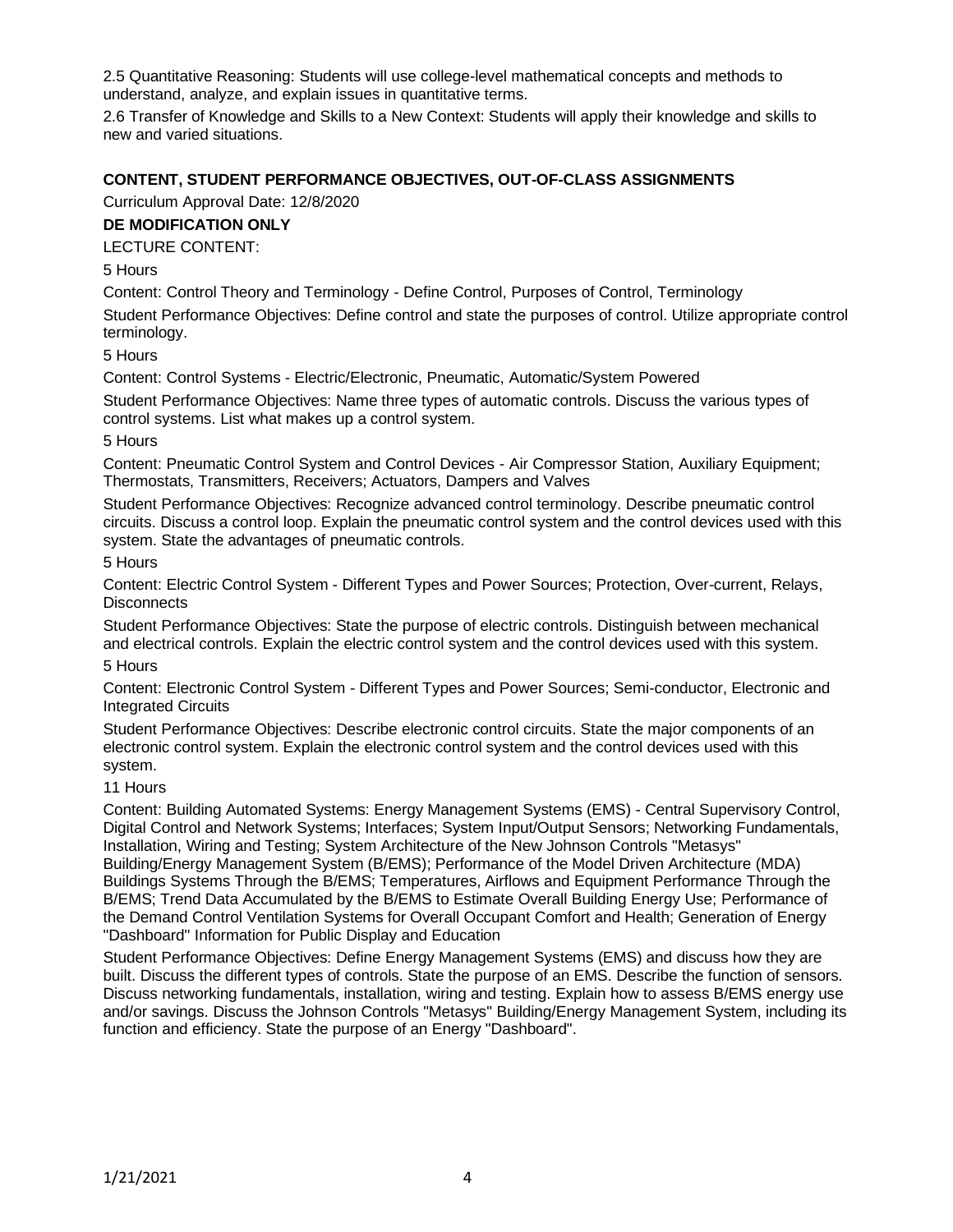2.5 Quantitative Reasoning: Students will use college-level mathematical concepts and methods to understand, analyze, and explain issues in quantitative terms.

2.6 Transfer of Knowledge and Skills to a New Context: Students will apply their knowledge and skills to new and varied situations.

**CONTENT, STUDENT PERFORMANCE OBJECTIVES, OUT-OF-CLASS ASSIGNMENTS**

Curriculum Approval Date: 12/8/2020

**DE MODIFICATION ONLY**

LECTURE CONTENT:

5 Hours

Content: Control Theory and Terminology - Define Control, Purposes of Control, Terminology

Student Performance Objectives: Define control and state the purposes of control. Utilize appropriate control terminology.

5 Hours

Content: Control Systems - Electric/Electronic, Pneumatic, Automatic/System Powered

Student Performance Objectives: Name three types of automatic controls. Discuss the various types of control systems. List what makes up a control system.

5 Hours

Content: Pneumatic Control System and Control Devices - Air Compressor Station, Auxiliary Equipment; Thermostats, Transmitters, Receivers; Actuators, Dampers and Valves

Student Performance Objectives: Recognize advanced control terminology. Describe pneumatic control circuits. Discuss a control loop. Explain the pneumatic control system and the control devices used with this system. State the advantages of pneumatic controls.

5 Hours

Content: Electric Control System - Different Types and Power Sources; Protection, Over-current, Relays, Disconnects

Student Performance Objectives: State the purpose of electric controls. Distinguish between mechanical and electrical controls. Explain the electric control system and the control devices used with this system.

5 Hours

Content: Electronic Control System - Different Types and Power Sources; Semi-conductor, Electronic and Integrated Circuits

Student Performance Objectives: Describe electronic control circuits. State the major components of an electronic control system. Explain the electronic control system and the control devices used with this system.

11 Hours

Content: Building Automated Systems: Energy Management Systems (EMS) - Central Supervisory Control, Digital Control and Network Systems; Interfaces; System Input/Output Sensors; Networking Fundamentals, Installation, Wiring and Testing; System Architecture of the New Johnson Controls "Metasys" Building/Energy Management System (B/EMS); Performance of the Model Driven Architecture (MDA) Buildings Systems Through the B/EMS; Temperatures, Airflows and Equipment Performance Through the B/EMS; Trend Data Accumulated by the B/EMS to Estimate Overall Building Energy Use; Performance of the Demand Control Ventilation Systems for Overall Occupant Comfort and Health; Generation of Energy "Dashboard" Information for Public Display and Education

Student Performance Objectives: Define Energy Management Systems (EMS) and discuss how they are built. Discuss the different types of controls. State the purpose of an EMS. Describe the function of sensors. Discuss networking fundamentals, installation, wiring and testing. Explain how to assess B/EMS energy use and/or savings. Discuss the Johnson Controls "Metasys" Building/Energy Management System, including its function and efficiency. State the purpose of an Energy "Dashboard".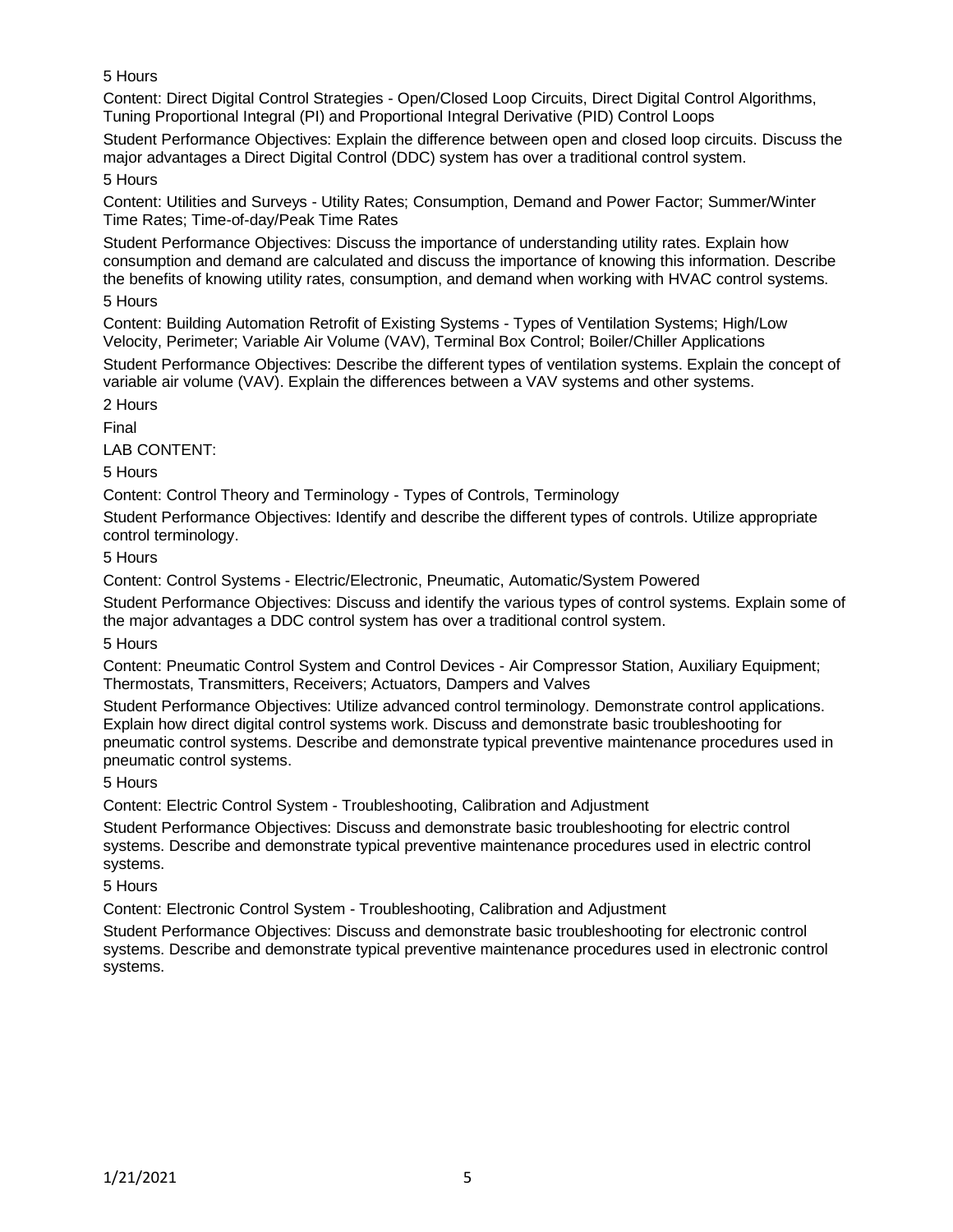5 Hours

Content: Direct Digital Control Strategies - Open/Closed Loop Circuits, Direct Digital Control Algorithms, Tuning Proportional Integral (PI) and Proportional Integral Derivative (PID) Control Loops

Student Performance Objectives: Explain the difference between open and closed loop circuits. Discuss the major advantages a Direct Digital Control (DDC) system has over a traditional control system.

5 Hours

Content: Utilities and Surveys - Utility Rates; Consumption, Demand and Power Factor; Summer/Winter Time Rates; Time-of-day/Peak Time Rates

Student Performance Objectives: Discuss the importance of understanding utility rates. Explain how consumption and demand are calculated and discuss the importance of knowing this information. Describe the benefits of knowing utility rates, consumption, and demand when working with HVAC control systems.

5 Hours

Content: Building Automation Retrofit of Existing Systems - Types of Ventilation Systems; High/Low Velocity, Perimeter; Variable Air Volume (VAV), Terminal Box Control; Boiler/Chiller Applications

Student Performance Objectives: Describe the different types of ventilation systems. Explain the concept of variable air volume (VAV). Explain the differences between a VAV systems and other systems.

2 Hours

Final

LAB CONTENT:

5 Hours

Content: Control Theory and Terminology - Types of Controls, Terminology

Student Performance Objectives: Identify and describe the different types of controls. Utilize appropriate control terminology.

5 Hours

Content: Control Systems - Electric/Electronic, Pneumatic, Automatic/System Powered

Student Performance Objectives: Discuss and identify the various types of control systems. Explain some of the major advantages a DDC control system has over a traditional control system.

5 Hours

Content: Pneumatic Control System and Control Devices - Air Compressor Station, Auxiliary Equipment; Thermostats, Transmitters, Receivers; Actuators, Dampers and Valves

Student Performance Objectives: Utilize advanced control terminology. Demonstrate control applications. Explain how direct digital control systems work. Discuss and demonstrate basic troubleshooting for pneumatic control systems. Describe and demonstrate typical preventive maintenance procedures used in pneumatic control systems.

5 Hours

Content: Electric Control System - Troubleshooting, Calibration and Adjustment

Student Performance Objectives: Discuss and demonstrate basic troubleshooting for electric control systems. Describe and demonstrate typical preventive maintenance procedures used in electric control systems.

5 Hours

Content: Electronic Control System - Troubleshooting, Calibration and Adjustment

Student Performance Objectives: Discuss and demonstrate basic troubleshooting for electronic control systems. Describe and demonstrate typical preventive maintenance procedures used in electronic control systems.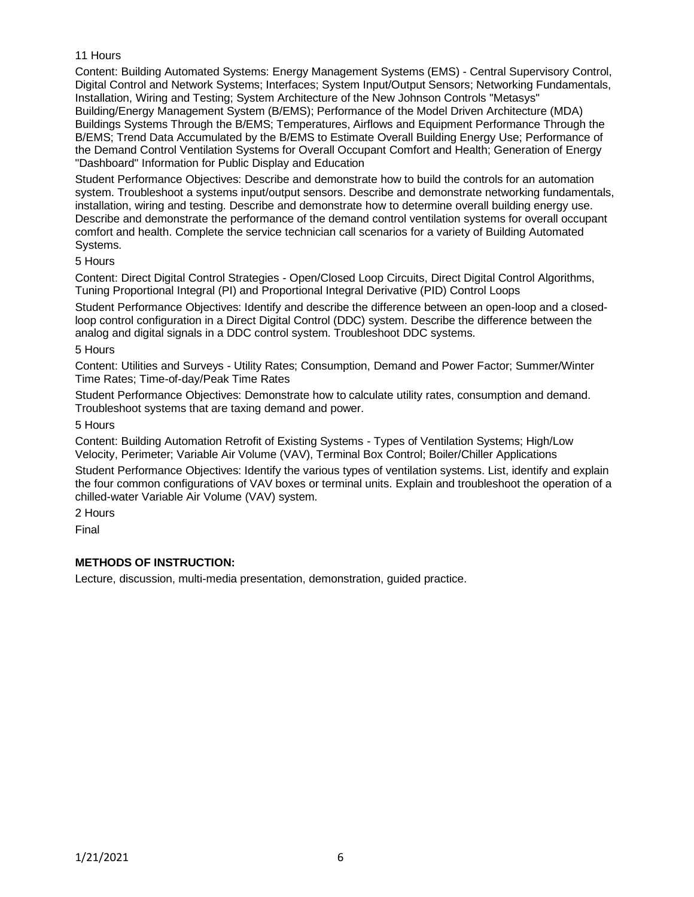11 Hours

Content: Building Automated Systems: Energy Management Systems (EMS) - Central Supervisory Control, Digital Control and Network Systems; Interfaces; System Input/Output Sensors; Networking Fundamentals, Installation, Wiring and Testing; System Architecture of the New Johnson Controls "Metasys" Building/Energy Management System (B/EMS); Performance of the Model Driven Architecture (MDA) Buildings Systems Through the B/EMS; Temperatures, Airflows and Equipment Performance Through the B/EMS; Trend Data Accumulated by the B/EMS to Estimate Overall Building Energy Use; Performance of the Demand Control Ventilation Systems for Overall Occupant Comfort and Health; Generation of Energy "Dashboard" Information for Public Display and Education

Student Performance Objectives: Describe and demonstrate how to build the controls for an automation system. Troubleshoot a systems input/output sensors. Describe and demonstrate networking fundamentals, installation, wiring and testing. Describe and demonstrate how to determine overall building energy use. Describe and demonstrate the performance of the demand control ventilation systems for overall occupant comfort and health. Complete the service technician call scenarios for a variety of Building Automated Systems.

5 Hours

Content: Direct Digital Control Strategies - Open/Closed Loop Circuits, Direct Digital Control Algorithms, Tuning Proportional Integral (PI) and Proportional Integral Derivative (PID) Control Loops

Student Performance Objectives: Identify and describe the difference between an open-loop and a closed-loop control configuration in a Direct Digital Control (DDC) system. Describe the difference between the analog and digital signals in a DDC control system. Troubleshoot DDC systems.

5 Hours

Content: Utilities and Surveys - Utility Rates; Consumption, Demand and Power Factor; Summer/Winter Time Rates; Time-of-day/Peak Time Rates

Student Performance Objectives: Demonstrate how to calculate utility rates, consumption and demand. Troubleshoot systems that are taxing demand and power.

5 Hours

Content: Building Automation Retrofit of Existing Systems - Types of Ventilation Systems; High/Low Velocity, Perimeter; Variable Air Volume (VAV), Terminal Box Control; Boiler/Chiller Applications

Student Performance Objectives: Identify the various types of ventilation systems. List, identify and explain the four common configurations of VAV boxes or terminal units. Explain and troubleshoot the operation of a chilled-water Variable Air Volume (VAV) system.

2 Hours

Final

**METHODS OF INSTRUCTION:**

Lecture, discussion, multi-media presentation, demonstration, guided practice.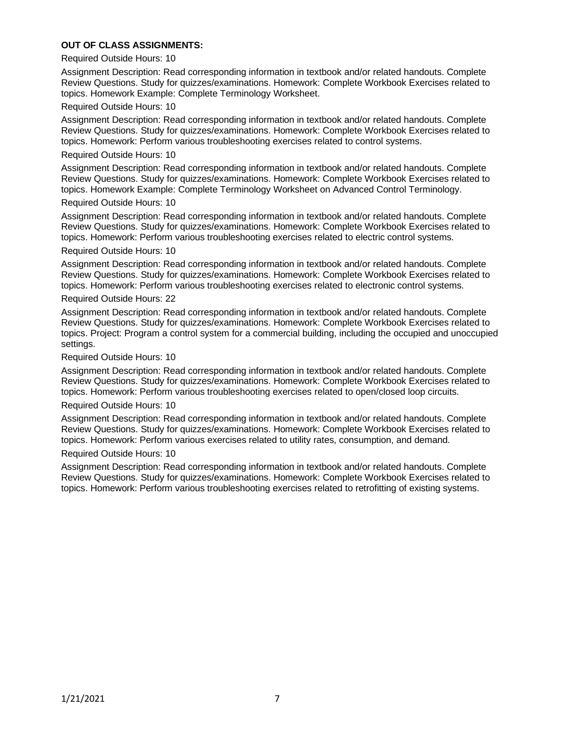**OUT OF CLASS ASSIGNMENTS:**

Required Outside Hours: 10

Assignment Description: Read corresponding information in textbook and/or related handouts. Complete Review Questions. Study for quizzes/examinations. Homework: Complete Workbook Exercises related to topics. Homework Example: Complete Terminology Worksheet.

Required Outside Hours: 10

Assignment Description: Read corresponding information in textbook and/or related handouts. Complete Review Questions. Study for quizzes/examinations. Homework: Complete Workbook Exercises related to topics. Homework: Perform various troubleshooting exercises related to control systems.

Required Outside Hours: 10

Assignment Description: Read corresponding information in textbook and/or related handouts. Complete Review Questions. Study for quizzes/examinations. Homework: Complete Workbook Exercises related to topics. Homework Example: Complete Terminology Worksheet on Advanced Control Terminology.

Required Outside Hours: 10

Assignment Description: Read corresponding information in textbook and/or related handouts. Complete Review Questions. Study for quizzes/examinations. Homework: Complete Workbook Exercises related to topics. Homework: Perform various troubleshooting exercises related to electric control systems.

Required Outside Hours: 10

Assignment Description: Read corresponding information in textbook and/or related handouts. Complete Review Questions. Study for quizzes/examinations. Homework: Complete Workbook Exercises related to topics. Homework: Perform various troubleshooting exercises related to electronic control systems.

Required Outside Hours: 22

Assignment Description: Read corresponding information in textbook and/or related handouts. Complete Review Questions. Study for quizzes/examinations. Homework: Complete Workbook Exercises related to topics. Project: Program a control system for a commercial building, including the occupied and unoccupied settings.

Required Outside Hours: 10

Assignment Description: Read corresponding information in textbook and/or related handouts. Complete Review Questions. Study for quizzes/examinations. Homework: Complete Workbook Exercises related to topics. Homework: Perform various troubleshooting exercises related to open/closed loop circuits.

Required Outside Hours: 10

Assignment Description: Read corresponding information in textbook and/or related handouts. Complete Review Questions. Study for quizzes/examinations. Homework: Complete Workbook Exercises related to topics. Homework: Perform various exercises related to utility rates, consumption, and demand.

Required Outside Hours: 10

Assignment Description: Read corresponding information in textbook and/or related handouts. Complete Review Questions. Study for quizzes/examinations. Homework: Complete Workbook Exercises related to topics. Homework: Perform various troubleshooting exercises related to retrofitting of existing systems.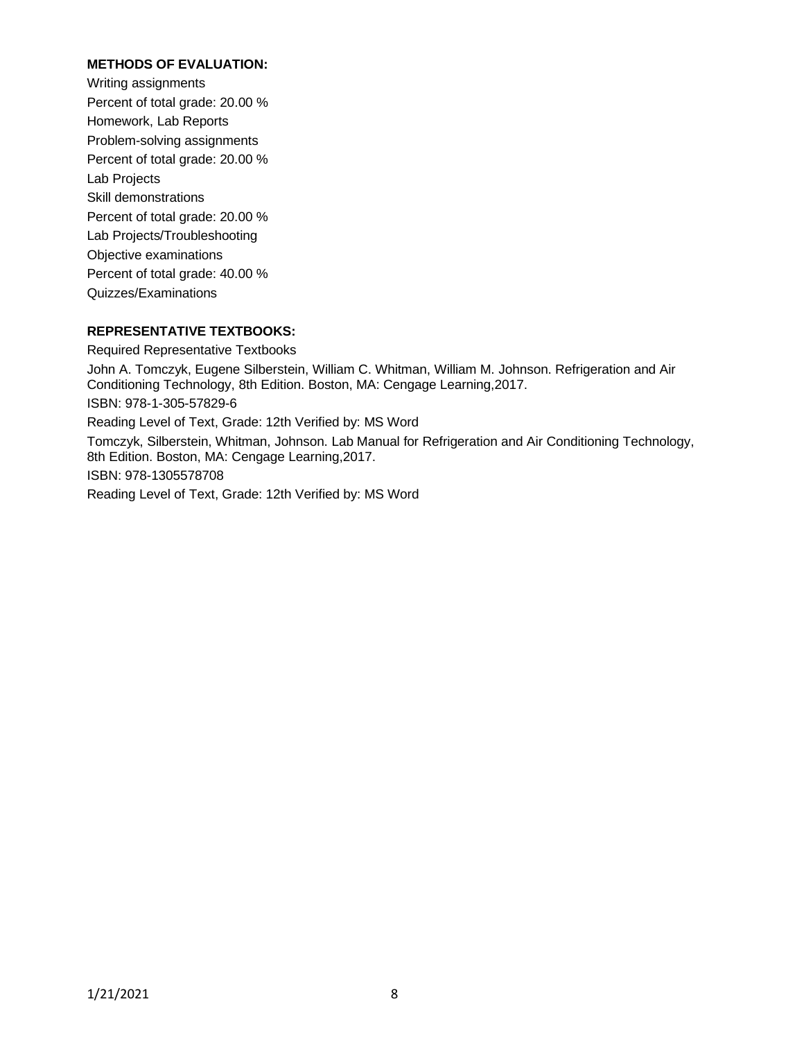**METHODS OF EVALUATION:**

Writing assignments
Percent of total grade: 20.00 %
Homework, Lab Reports
Problem-solving assignments
Percent of total grade: 20.00 %
Lab Projects
Skill demonstrations
Percent of total grade: 20.00 %
Lab Projects/Troubleshooting
Objective examinations
Percent of total grade: 40.00 %
Quizzes/Examinations

**REPRESENTATIVE TEXTBOOKS:**

Required Representative Textbooks
John A. Tomczyk, Eugene Silberstein, William C. Whitman, William M. Johnson. Refrigeration and Air Conditioning Technology, 8th Edition. Boston, MA: Cengage Learning,2017.
ISBN: 978-1-305-57829-6
Reading Level of Text, Grade: 12th Verified by: MS Word
Tomczyk, Silberstein, Whitman, Johnson. Lab Manual for Refrigeration and Air Conditioning Technology, 8th Edition. Boston, MA: Cengage Learning,2017.
ISBN: 978-1305578708
Reading Level of Text, Grade: 12th Verified by: MS Word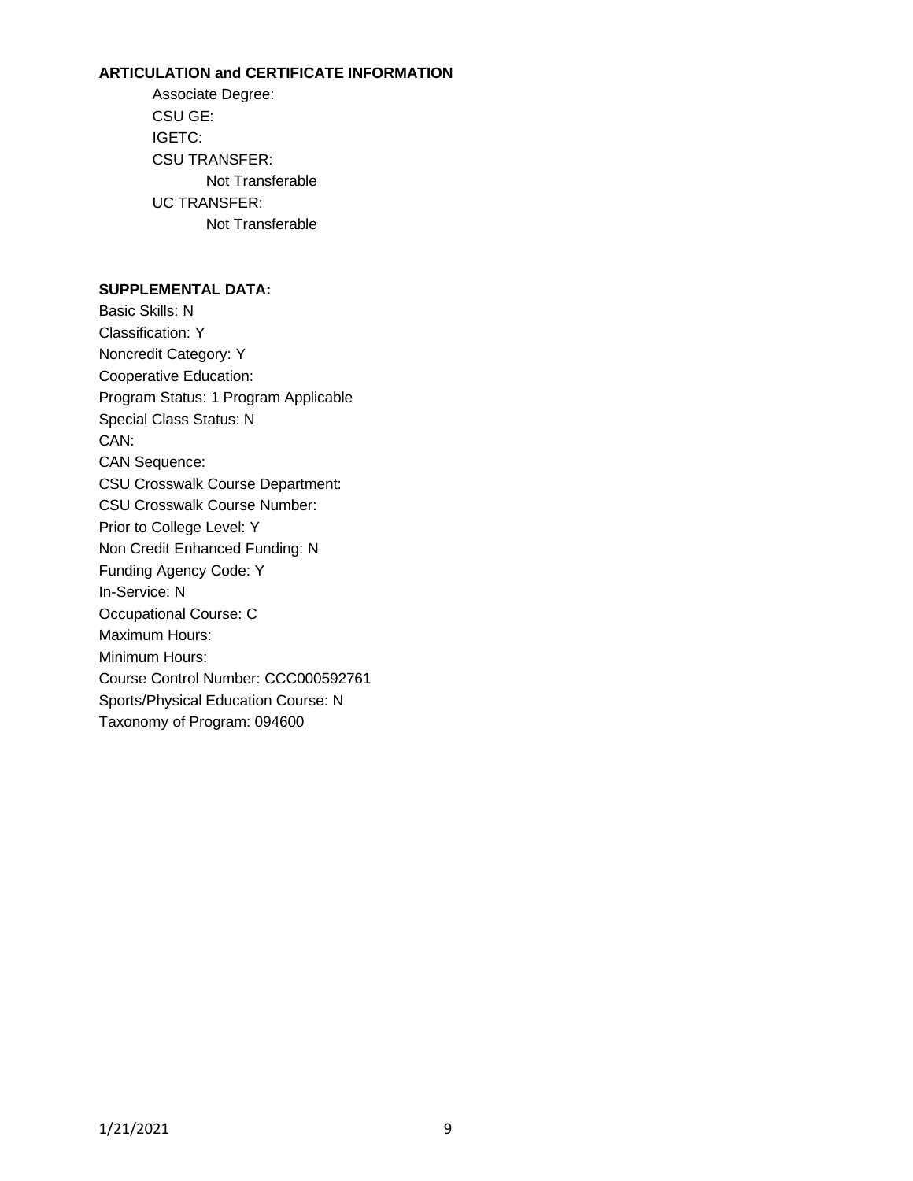**ARTICULATION and CERTIFICATE INFORMATION**

Associate Degree:

CSU GE:

IGETC:

CSU TRANSFER:

Not Transferable

UC TRANSFER:

Not Transferable

**SUPPLEMENTAL DATA:**

Basic Skills: N

Classification: Y

Noncredit Category: Y

Cooperative Education:

Program Status: 1 Program Applicable

Special Class Status: N

CAN:

CAN Sequence:

CSU Crosswalk Course Department:

CSU Crosswalk Course Number:

Prior to College Level: Y

Non Credit Enhanced Funding: N

Funding Agency Code: Y

In-Service: N

Occupational Course: C

Maximum Hours:

Minimum Hours:

Course Control Number: CCC000592761

Sports/Physical Education Course: N

Taxonomy of Program: 094600